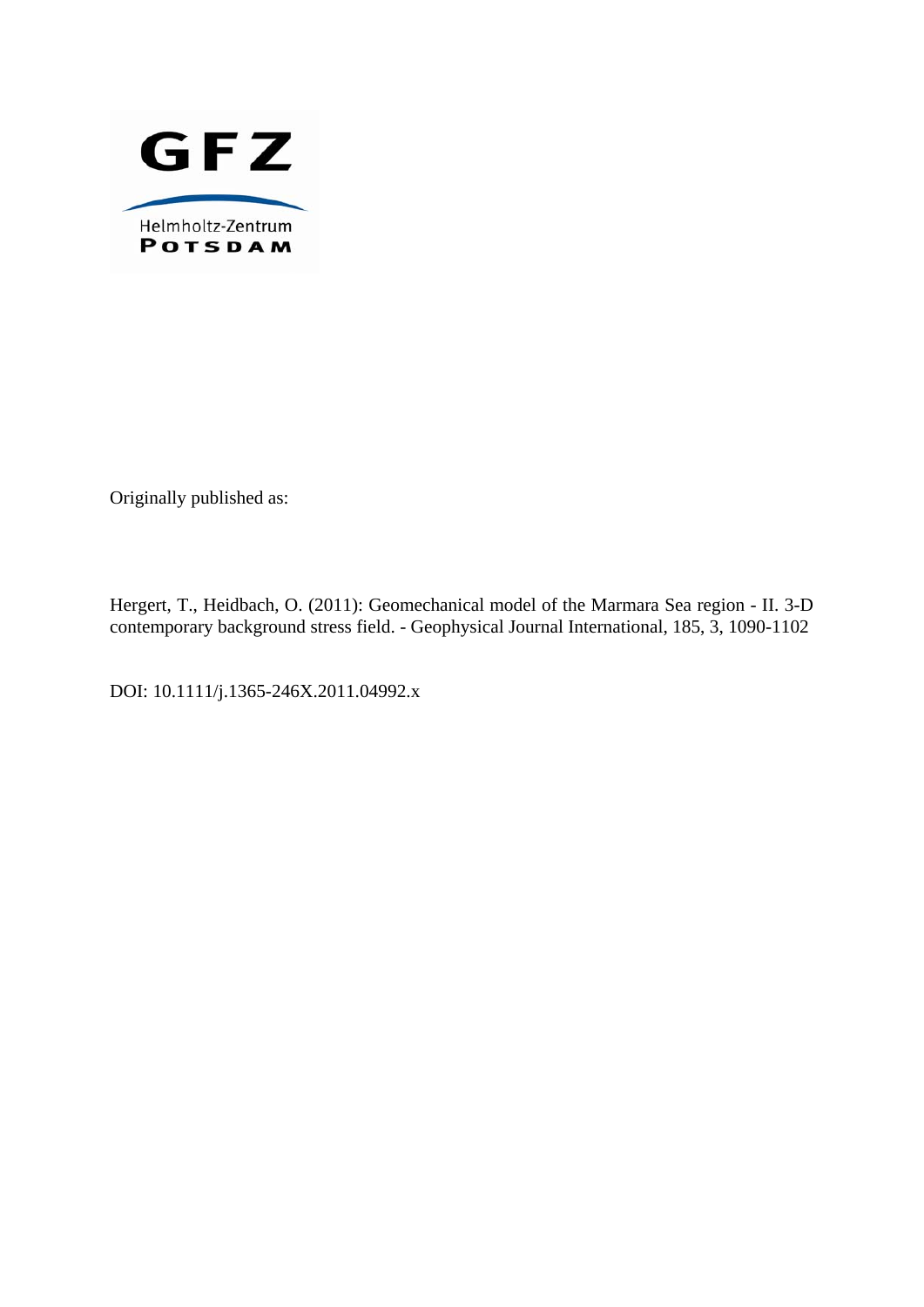GFZ

Helmholtz-Zentrum

POTSDAM

Originally published as:

Hergert, T., Heidbach, O. (2011): Geomechanical model of the Marmara Sea region - II. 3-D contemporary background stress field. - Geophysical Journal International, 185, 3, 1090-1102

DOI: 10.1111/j.1365-246X.2011.04992.x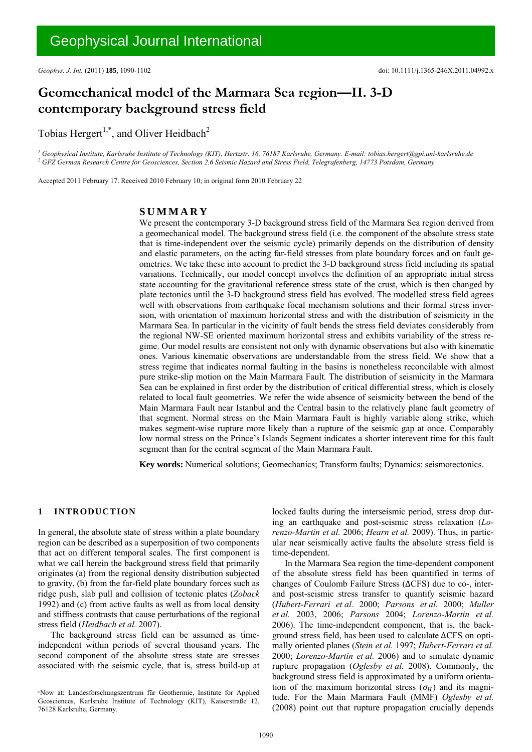# Geomechanical model of the Marmara Sea region—II. 3-D contemporary background stress field

Tobias Hergert[1,*], and Oliver Heidbach[2]

[1] Geophysical Institute, Karlsruhe Institute of Technology (KIT), Hertzstr. 16, 76187 Karlsruhe, Germany. E-mail: tobias.hergert@gpi.uni-karlsruhe.de
[2] GFZ German Research Centre for Geosciences, Section 2.6 Seismic Hazard and Stress Field, Telegrafenberg, 14773 Potsdam, Germany

Accepted 2011 February 17. Received 2010 February 10; in original form 2010 February 22

## SUMMARY

We present the contemporary 3-D background stress field of the Marmara Sea region derived from a geomechanical model. The background stress field (i.e. the component of the absolute stress state that is time-independent over the seismic cycle) primarily depends on the distribution of density and elastic parameters, on the acting far-field stresses from plate boundary forces and on fault geometries. We take these into account to predict the 3-D background stress field including its spatial variations. Technically, our model concept involves the definition of an appropriate initial stress state accounting for the gravitational reference stress state of the crust, which is then changed by plate tectonics until the 3-D background stress field has evolved. The modelled stress field agrees well with observations from earthquake focal mechanism solutions and their formal stress inversion, with orientation of maximum horizontal stress and with the distribution of seismicity in the Marmara Sea. In particular in the vicinity of fault bends the stress field deviates considerably from the regional NW-SE oriented maximum horizontal stress and exhibits variability of the stress regime. Our model results are consistent not only with dynamic observations but also with kinematic ones. Various kinematic observations are understandable from the stress field. We show that a stress regime that indicates normal faulting in the basins is nonetheless reconcilable with almost pure strike-slip motion on the Main Marmara Fault. The distribution of seismicity in the Marmara Sea can be explained in first order by the distribution of critical differential stress, which is closely related to local fault geometries. We refer the wide absence of seismicity between the bend of the Main Marmara Fault near Istanbul and the Central basin to the relatively plane fault geometry of that segment. Normal stress on the Main Marmara Fault is highly variable along strike, which makes segment-wise rupture more likely than a rupture of the seismic gap at once. Comparably low normal stress on the Prince's Islands Segment indicates a shorter interevent time for this fault segment than for the central segment of the Main Marmara Fault.

**Key words:** Numerical solutions; Geomechanics; Transform faults; Dynamics: seismotectonics.

## 1 INTRODUCTION

In general, the absolute state of stress within a plate boundary region can be described as a superposition of two components that act on different temporal scales. The first component is what we call herein the background stress field that primarily originates (a) from the regional density distribution subjected to gravity, (b) from the far-field plate boundary forces such as ridge push, slab pull and collision of tectonic plates (*Zoback* 1992) and (c) from active faults as well as from local density and stiffness contrasts that cause perturbations of the regional stress field (*Heidbach et al.* 2007).

The background stress field can be assumed as time-independent within periods of several thousand years. The second component of the absolute stress state are stresses associated with the seismic cycle, that is, stress build-up at locked faults during the interseismic period, stress drop during an earthquake and post-seismic stress relaxation (*Lorenzo-Martin et al.* 2006; *Hearn et al.* 2009). Thus, in particular near seismically active faults the absolute stress field is time-dependent.

In the Marmara Sea region the time-dependent component of the absolute stress field has been quantified in terms of changes of Coulomb Failure Stress (ΔCFS) due to co-, inter- and post-seismic stress transfer to quantify seismic hazard (*Hubert-Ferrari et al.* 2000; *Parsons et al.* 2000; *Muller et al.* 2003, 2006; *Parsons* 2004; *Lorenzo-Martin et al.* 2006). The time-independent component, that is, the background stress field, has been used to calculate ΔCFS on optimally oriented planes (*Stein et al.* 1997; *Hubert-Ferrari et al.* 2000; *Lorenzo-Martin et al.* 2006) and to simulate dynamic rupture propagation (*Oglesby et al.* 2008). Commonly, the background stress field is approximated by a uniform orientation of the maximum horizontal stress ($\sigma_H$) and its magnitude. For the Main Marmara Fault (MMF) *Oglesby et al.* (2008) point out that rupture propagation crucially depends

*Now at: Landesforschungszentrum für Geothermie, Institute for Applied Geosciences, Karlsruhe Institute of Technology (KIT), Kaiserstraße 12, 76128 Karlsruhe, Germany.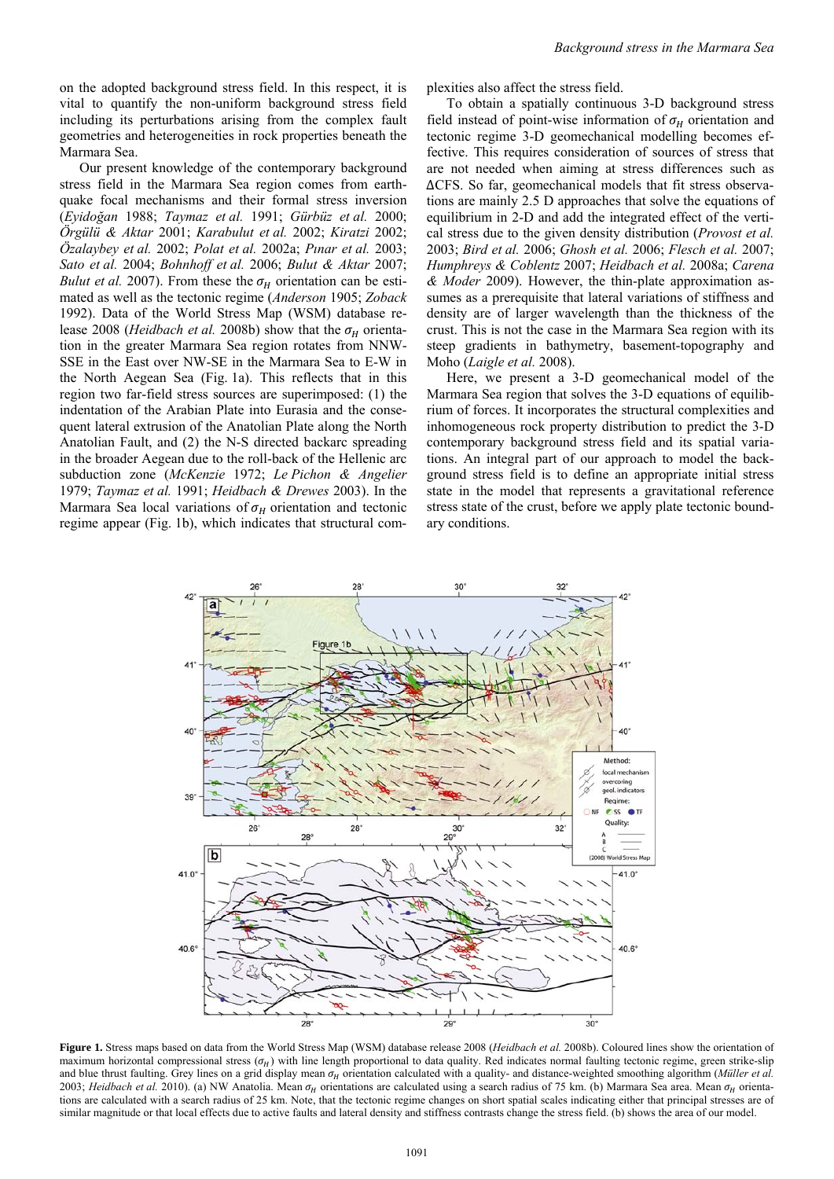on the adopted background stress field. In this respect, it is vital to quantify the non-uniform background stress field including its perturbations arising from the complex fault geometries and heterogeneities in rock properties beneath the Marmara Sea.

Our present knowledge of the contemporary background stress field in the Marmara Sea region comes from earthquake focal mechanisms and their formal stress inversion (*Eyidoğan* 1988; *Taymaz et al.* 1991; *Gürbüz et al.* 2000; *Örgülü & Aktar* 2001; *Karabulut et al.* 2002; *Kiratzi* 2002; *Özalaybey et al.* 2002; *Polat et al.* 2002a; *Pınar et al.* 2003; *Sato et al.* 2004; *Bohnhoff et al.* 2006; *Bulut & Aktar* 2007; *Bulut et al.* 2007). From these the $\sigma_H$ orientation can be estimated as well as the tectonic regime (*Anderson* 1905; *Zoback* 1992). Data of the World Stress Map (WSM) database release 2008 (*Heidbach et al.* 2008b) show that the $\sigma_H$ orientation in the greater Marmara Sea region rotates from NNW-SSE in the East over NW-SE in the Marmara Sea to E-W in the North Aegean Sea (Fig. 1a). This reflects that in this region two far-field stress sources are superimposed: (1) the indentation of the Arabian Plate into Eurasia and the consequent lateral extrusion of the Anatolian Plate along the North Anatolian Fault, and (2) the N-S directed backarc spreading in the broader Aegean due to the roll-back of the Hellenic arc subduction zone (*McKenzie* 1972; *Le Pichon & Angelier* 1979; *Taymaz et al.* 1991; *Heidbach & Drewes* 2003). In the Marmara Sea local variations of $\sigma_H$ orientation and tectonic regime appear (Fig. 1b), which indicates that structural complexities also affect the stress field.

To obtain a spatially continuous 3-D background stress field instead of point-wise information of $\sigma_H$ orientation and tectonic regime 3-D geomechanical modelling becomes effective. This requires consideration of sources of stress that are not needed when aiming at stress differences such as ΔCFS. So far, geomechanical models that fit stress observations are mainly 2.5 D approaches that solve the equations of equilibrium in 2-D and add the integrated effect of the vertical stress due to the given density distribution (*Provost et al.* 2003; *Bird et al.* 2006; *Ghosh et al.* 2006; *Flesch et al.* 2007; *Humphreys & Coblentz* 2007; *Heidbach et al.* 2008a; *Carena & Moder* 2009). However, the thin-plate approximation assumes as a prerequisite that lateral variations of stiffness and density are of larger wavelength than the thickness of the crust. This is not the case in the Marmara Sea region with its steep gradients in bathymetry, basement-topography and Moho (*Laigle et al.* 2008).

Here, we present a 3-D geomechanical model of the Marmara Sea region that solves the 3-D equations of equilibrium of forces. It incorporates the structural complexities and inhomogeneous rock property distribution to predict the 3-D contemporary background stress field and its spatial variations. An integral part of our approach to model the background stress field is to define an appropriate initial stress state in the model that represents a gravitational reference stress state of the crust, before we apply plate tectonic boundary conditions.

**Figure 1.** Stress maps based on data from the World Stress Map (WSM) database release 2008 (*Heidbach et al.* 2008b). Coloured lines show the orientation of maximum horizontal compressional stress ($\sigma_H$) with line length proportional to data quality. Red indicates normal faulting tectonic regime, green strike-slip and blue thrust faulting. Grey lines on a grid display mean $\sigma_H$ orientation calculated with a quality- and distance-weighted smoothing algorithm (*Müller et al.* 2003; *Heidbach et al.* 2010). (a) NW Anatolia. Mean $\sigma_H$ orientations are calculated using a search radius of 75 km. (b) Marmara Sea area. Mean $\sigma_H$ orientations are calculated with a search radius of 25 km. Note, that the tectonic regime changes on short spatial scales indicating either that principal stresses are of similar magnitude or that local effects due to active faults and lateral density and stiffness contrasts change the stress field. (b) shows the area of our model.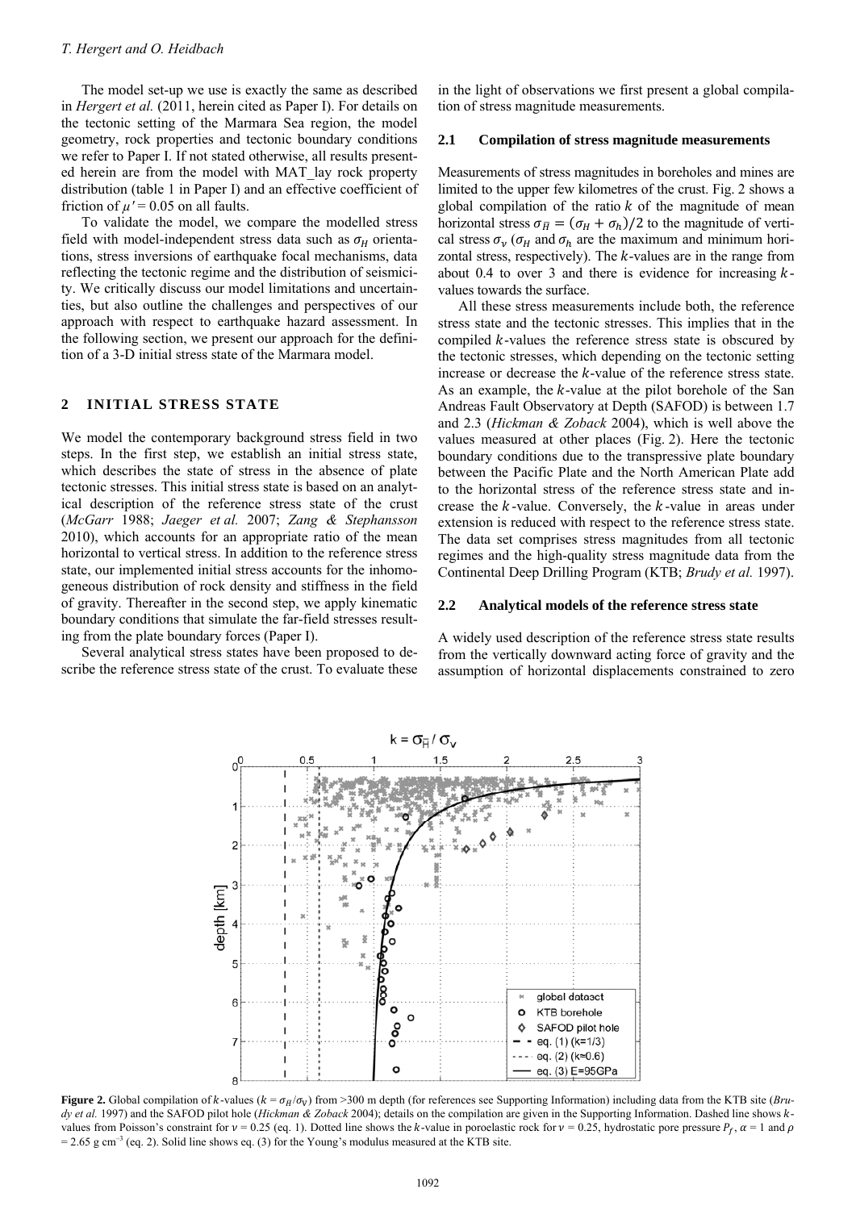The model set-up we use is exactly the same as described in *Hergert et al.* (2011, herein cited as Paper I). For details on the tectonic setting of the Marmara Sea region, the model geometry, rock properties and tectonic boundary conditions we refer to Paper I. If not stated otherwise, all results presented herein are from the model with MAT_lay rock property distribution (table 1 in Paper I) and an effective coefficient of friction of $\mu' = 0.05$ on all faults.

To validate the model, we compare the modelled stress field with model-independent stress data such as $\sigma_H$ orientations, stress inversions of earthquake focal mechanisms, data reflecting the tectonic regime and the distribution of seismicity. We critically discuss our model limitations and uncertainties, but also outline the challenges and perspectives of our approach with respect to earthquake hazard assessment. In the following section, we present our approach for the definition of a 3-D initial stress state of the Marmara model.

## 2 INITIAL STRESS STATE

We model the contemporary background stress field in two steps. In the first step, we establish an initial stress state, which describes the state of stress in the absence of plate tectonic stresses. This initial stress state is based on an analytical description of the reference stress state of the crust (*McGarr* 1988; *Jaeger et al.* 2007; *Zang & Stephansson* 2010), which accounts for an appropriate ratio of the mean horizontal to vertical stress. In addition to the reference stress state, our implemented initial stress accounts for the inhomogeneous distribution of rock density and stiffness in the field of gravity. Thereafter in the second step, we apply kinematic boundary conditions that simulate the far-field stresses resulting from the plate boundary forces (Paper I).

Several analytical stress states have been proposed to describe the reference stress state of the crust. To evaluate these in the light of observations we first present a global compilation of stress magnitude measurements.

### 2.1 Compilation of stress magnitude measurements

Measurements of stress magnitudes in boreholes and mines are limited to the upper few kilometres of the crust. Fig. 2 shows a global compilation of the ratio $k$ of the magnitude of mean horizontal stress $\sigma_{\bar{H}} = (\sigma_H + \sigma_h)/2$ to the magnitude of vertical stress $\sigma_v$ ($\sigma_H$ and $\sigma_h$ are the maximum and minimum horizontal stress, respectively). The $k$-values are in the range from about 0.4 to over 3 and there is evidence for increasing $k$-values towards the surface.

All these stress measurements include both, the reference stress state and the tectonic stresses. This implies that in the compiled $k$-values the reference stress state is obscured by the tectonic stresses, which depending on the tectonic setting increase or decrease the $k$-value of the reference stress state. As an example, the $k$-value at the pilot borehole of the San Andreas Fault Observatory at Depth (SAFOD) is between 1.7 and 2.3 (*Hickman & Zoback* 2004), which is well above the values measured at other places (Fig. 2). Here the tectonic boundary conditions due to the transpressive plate boundary between the Pacific Plate and the North American Plate add to the horizontal stress of the reference stress state and increase the $k$-value. Conversely, the $k$-value in areas under extension is reduced with respect to the reference stress state. The data set comprises stress magnitudes from all tectonic regimes and the high-quality stress magnitude data from the Continental Deep Drilling Program (KTB; *Brudy et al.* 1997).

### 2.2 Analytical models of the reference stress state

A widely used description of the reference stress state results from the vertically downward acting force of gravity and the assumption of horizontal displacements constrained to zero

**Figure 2.** Global compilation of $k$-values ($k = \sigma_{\bar{H}}/\sigma_v$) from >300 m depth (for references see Supporting Information) including data from the KTB site (*Brudy et al.* 1997) and the SAFOD pilot hole (*Hickman & Zoback* 2004); details on the compilation are given in the Supporting Information. Dashed line shows $k$-values from Poisson's constraint for $\nu = 0.25$ (eq. 1). Dotted line shows the $k$-value in poroelastic rock for $\nu = 0.25$, hydrostatic pore pressure $P_f$, $\alpha = 1$ and $\rho = 2.65$ g cm$^{-3}$ (eq. 2). Solid line shows eq. (3) for the Young's modulus measured at the KTB site.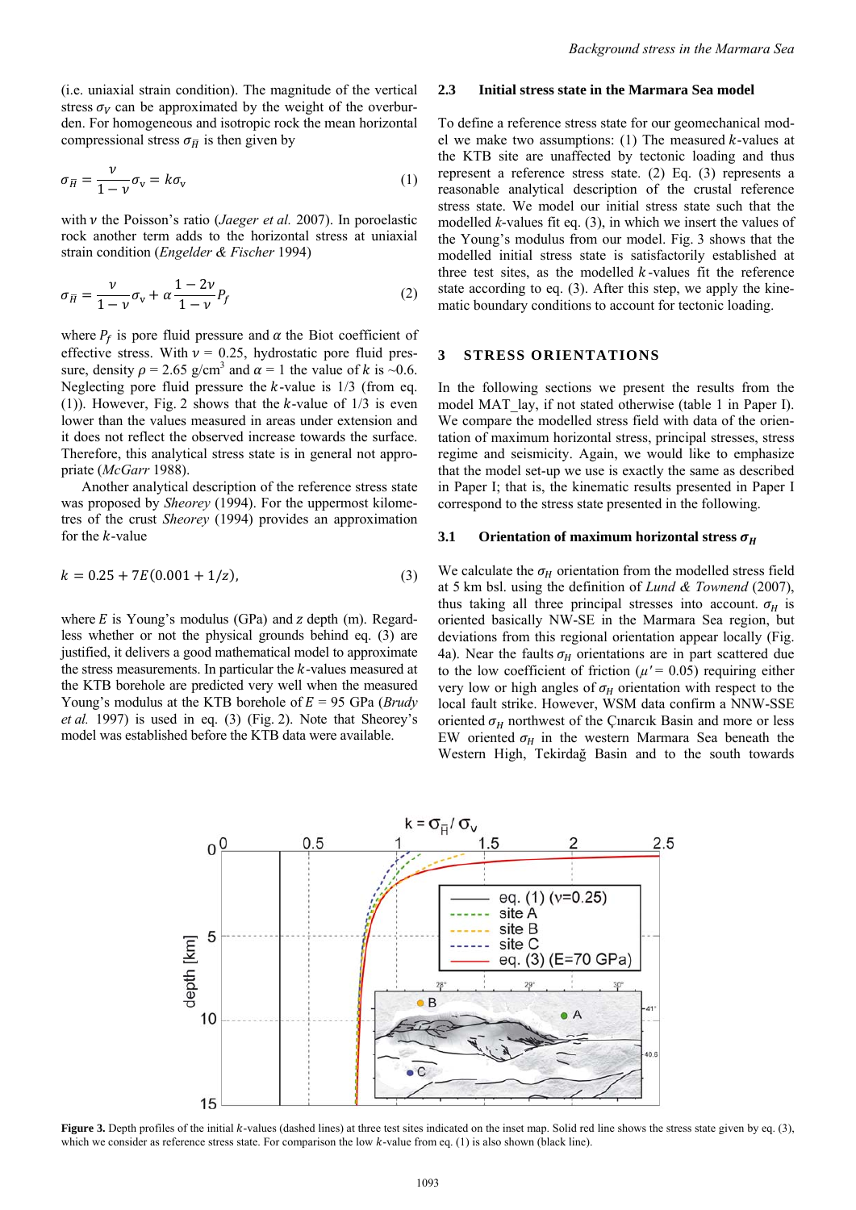(i.e. uniaxial strain condition). The magnitude of the vertical stress $\sigma_V$ can be approximated by the weight of the overburden. For homogeneous and isotropic rock the mean horizontal compressional stress $\sigma_{\bar{H}}$ is then given by

$$\sigma_{\bar{H}} = \frac{\nu}{1-\nu}\sigma_{\mathrm{v}} = k\sigma_{\mathrm{v}} \tag{1}$$

with $\nu$ the Poisson's ratio (*Jaeger et al.* 2007). In poroelastic rock another term adds to the horizontal stress at uniaxial strain condition (*Engelder & Fischer* 1994)

$$\sigma_{\bar{H}} = \frac{\nu}{1-\nu}\sigma_{\mathrm{v}} + \alpha\frac{1-2\nu}{1-\nu}P_f \tag{2}$$

where $P_f$ is pore fluid pressure and $\alpha$ the Biot coefficient of effective stress. With $\nu$ = 0.25, hydrostatic pore fluid pressure, density $\rho$ = 2.65 g/cm$^3$ and $\alpha$ = 1 the value of $k$ is ~0.6. Neglecting pore fluid pressure the $k$-value is 1/3 (from eq. (1)). However, Fig. 2 shows that the $k$-value of 1/3 is even lower than the values measured in areas under extension and it does not reflect the observed increase towards the surface. Therefore, this analytical stress state is in general not appropriate (*McGarr* 1988).

Another analytical description of the reference stress state was proposed by *Sheorey* (1994). For the uppermost kilometres of the crust *Sheorey* (1994) provides an approximation for the $k$-value

$$k = 0.25 + 7E(0.001 + 1/z), \tag{3}$$

where $E$ is Young's modulus (GPa) and $z$ depth (m). Regardless whether or not the physical grounds behind eq. (3) are justified, it delivers a good mathematical model to approximate the stress measurements. In particular the $k$-values measured at the KTB borehole are predicted very well when the measured Young's modulus at the KTB borehole of $E$ = 95 GPa (*Brudy et al.* 1997) is used in eq. (3) (Fig. 2). Note that Sheorey's model was established before the KTB data were available.

### 2.3 Initial stress state in the Marmara Sea model

To define a reference stress state for our geomechanical model we make two assumptions: (1) The measured $k$-values at the KTB site are unaffected by tectonic loading and thus represent a reference stress state. (2) Eq. (3) represents a reasonable analytical description of the crustal reference stress state. We model our initial stress state such that the modelled $k$-values fit eq. (3), in which we insert the values of the Young's modulus from our model. Fig. 3 shows that the modelled initial stress state is satisfactorily established at three test sites, as the modelled $k$-values fit the reference state according to eq. (3). After this step, we apply the kinematic boundary conditions to account for tectonic loading.

## 3 STRESS ORIENTATIONS

In the following sections we present the results from the model MAT_lay, if not stated otherwise (table 1 in Paper I). We compare the modelled stress field with data of the orientation of maximum horizontal stress, principal stresses, stress regime and seismicity. Again, we would like to emphasize that the model set-up we use is exactly the same as described in Paper I; that is, the kinematic results presented in Paper I correspond to the stress state presented in the following.

### 3.1 Orientation of maximum horizontal stress $\sigma_H$

We calculate the $\sigma_H$ orientation from the modelled stress field at 5 km bsl. using the definition of *Lund & Townend* (2007), thus taking all three principal stresses into account. $\sigma_H$ is oriented basically NW-SE in the Marmara Sea region, but deviations from this regional orientation appear locally (Fig. 4a). Near the faults $\sigma_H$ orientations are in part scattered due to the low coefficient of friction ($\mu'$ = 0.05) requiring either very low or high angles of $\sigma_H$ orientation with respect to the local fault strike. However, WSM data confirm a NNW-SSE oriented $\sigma_H$ northwest of the Çınarcık Basin and more or less EW oriented $\sigma_H$ in the western Marmara Sea beneath the Western High, Tekirdağ Basin and to the south towards

**Figure 3.** Depth profiles of the initial $k$-values (dashed lines) at three test sites indicated on the inset map. Solid red line shows the stress state given by eq. (3), which we consider as reference stress state. For comparison the low $k$-value from eq. (1) is also shown (black line).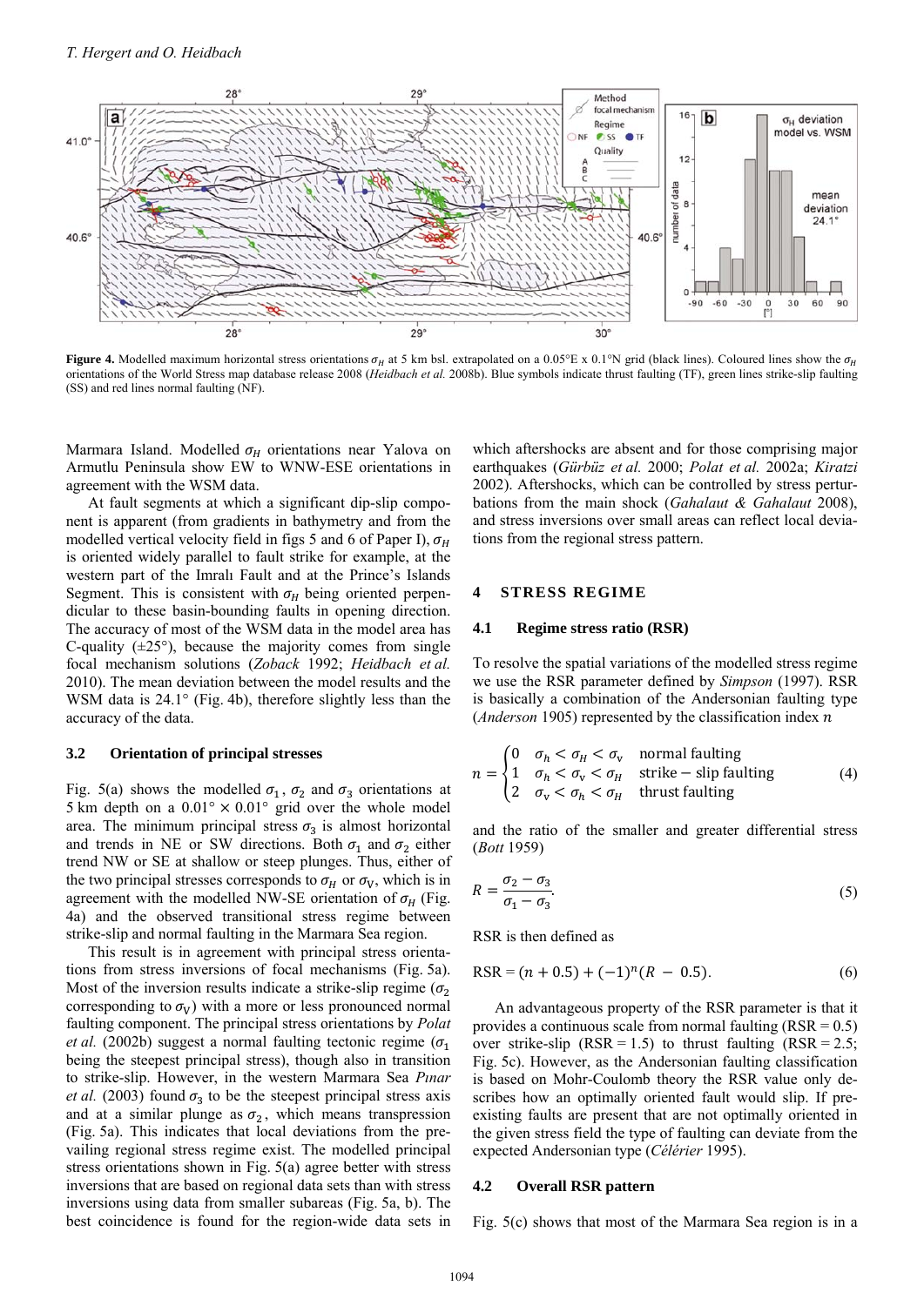Figure 4. Modelled maximum horizontal stress orientations $\sigma_H$ at 5 km bsl. extrapolated on a 0.05°E x 0.1°N grid (black lines). Coloured lines show the $\sigma_H$ orientations of the World Stress map database release 2008 (*Heidbach et al.* 2008b). Blue symbols indicate thrust faulting (TF), green lines strike-slip faulting (SS) and red lines normal faulting (NF).

Marmara Island. Modelled $\sigma_H$ orientations near Yalova on Armutlu Peninsula show EW to WNW-ESE orientations in agreement with the WSM data.

At fault segments at which a significant dip-slip component is apparent (from gradients in bathymetry and from the modelled vertical velocity field in figs 5 and 6 of Paper I), $\sigma_H$ is oriented widely parallel to fault strike for example, at the western part of the Imralı Fault and at the Prince's Islands Segment. This is consistent with $\sigma_H$ being oriented perpendicular to these basin-bounding faults in opening direction. The accuracy of most of the WSM data in the model area has C-quality (±25°), because the majority comes from single focal mechanism solutions (*Zoback* 1992; *Heidbach et al.* 2010). The mean deviation between the model results and the WSM data is 24.1° (Fig. 4b), therefore slightly less than the accuracy of the data.

### 3.2 Orientation of principal stresses

Fig. 5(a) shows the modelled $\sigma_1$, $\sigma_2$ and $\sigma_3$ orientations at 5 km depth on a $0.01° \times 0.01°$ grid over the whole model area. The minimum principal stress $\sigma_3$ is almost horizontal and trends in NE or SW directions. Both $\sigma_1$ and $\sigma_2$ either trend NW or SE at shallow or steep plunges. Thus, either of the two principal stresses corresponds to $\sigma_H$ or $\sigma_V$, which is in agreement with the modelled NW-SE orientation of $\sigma_H$ (Fig. 4a) and the observed transitional stress regime between strike-slip and normal faulting in the Marmara Sea region.

This result is in agreement with principal stress orientations from stress inversions of focal mechanisms (Fig. 5a). Most of the inversion results indicate a strike-slip regime ($\sigma_2$ corresponding to $\sigma_V$) with a more or less pronounced normal faulting component. The principal stress orientations by *Polat et al.* (2002b) suggest a normal faulting tectonic regime ($\sigma_1$ being the steepest principal stress), though also in transition to strike-slip. However, in the western Marmara Sea *Pınar et al.* (2003) found $\sigma_3$ to be the steepest principal stress axis and at a similar plunge as $\sigma_2$, which means transpression (Fig. 5a). This indicates that local deviations from the prevailing regional stress regime exist. The modelled principal stress orientations shown in Fig. 5(a) agree better with stress inversions that are based on regional data sets than with stress inversions using data from smaller subareas (Fig. 5a, b). The best coincidence is found for the region-wide data sets in which aftershocks are absent and for those comprising major earthquakes (*Gürbüz et al.* 2000; *Polat et al.* 2002a; *Kiratzi* 2002). Aftershocks, which can be controlled by stress perturbations from the main shock (*Gahalaut & Gahalaut* 2008), and stress inversions over small areas can reflect local deviations from the regional stress pattern.

## 4 STRESS REGIME

### 4.1 Regime stress ratio (RSR)

To resolve the spatial variations of the modelled stress regime we use the RSR parameter defined by *Simpson* (1997). RSR is basically a combination of the Andersonian faulting type (*Anderson* 1905) represented by the classification index $n$

$$n = \begin{cases} 0 & \sigma_h < \sigma_H < \sigma_v \quad \text{normal faulting} \\ 1 & \sigma_h < \sigma_v < \sigma_H \quad \text{strike-slip faulting} \\ 2 & \sigma_v < \sigma_h < \sigma_H \quad \text{thrust faulting} \end{cases} \tag{4}$$

and the ratio of the smaller and greater differential stress (*Bott* 1959)

$$R = \frac{\sigma_2 - \sigma_3}{\sigma_1 - \sigma_3}. \tag{5}$$

RSR is then defined as

$$\text{RSR} = (n + 0.5) + (-1)^n (R - 0.5). \tag{6}$$

An advantageous property of the RSR parameter is that it provides a continuous scale from normal faulting (RSR = 0.5) over strike-slip (RSR = 1.5) to thrust faulting (RSR = 2.5; Fig. 5c). However, as the Andersonian faulting classification is based on Mohr-Coulomb theory the RSR value only describes how an optimally oriented fault would slip. If pre-existing faults are present that are not optimally oriented in the given stress field the type of faulting can deviate from the expected Andersonian type (*Célérier* 1995).

### 4.2 Overall RSR pattern

Fig. 5(c) shows that most of the Marmara Sea region is in a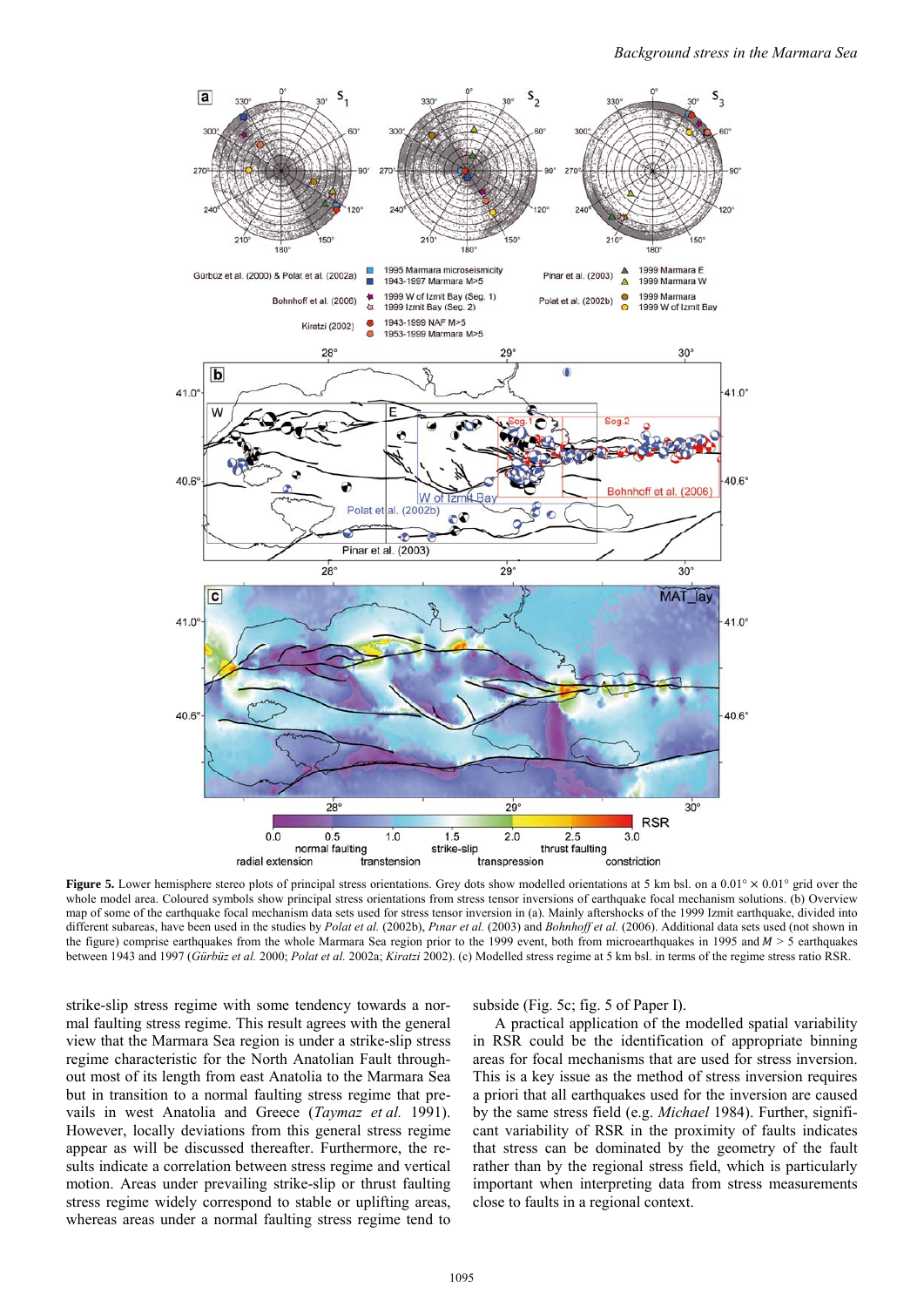**Figure 5.** Lower hemisphere stereo plots of principal stress orientations. Grey dots show modelled orientations at 5 km bsl. on a 0.01° × 0.01° grid over the whole model area. Coloured symbols show principal stress orientations from stress tensor inversions of earthquake focal mechanism solutions. (b) Overview map of some of the earthquake focal mechanism data sets used for stress tensor inversion in (a). Mainly aftershocks of the 1999 Izmit earthquake, divided into different subareas, have been used in the studies by *Polat et al.* (2002b), *Pınar et al.* (2003) and *Bohnhoff et al.* (2006). Additional data sets used (not shown in the figure) comprise earthquakes from the whole Marmara Sea region prior to the 1999 event, both from microearthquakes in 1995 and $M > 5$ earthquakes between 1943 and 1997 (*Gürbüz et al.* 2000; *Polat et al.* 2002a; *Kiratzi* 2002). (c) Modelled stress regime at 5 km bsl. in terms of the regime stress ratio RSR.

strike-slip stress regime with some tendency towards a normal faulting stress regime. This result agrees with the general view that the Marmara Sea region is under a strike-slip stress regime characteristic for the North Anatolian Fault throughout most of its length from east Anatolia to the Marmara Sea but in transition to a normal faulting stress regime that prevails in west Anatolia and Greece (*Taymaz et al.* 1991). However, locally deviations from this general stress regime appear as will be discussed thereafter. Furthermore, the results indicate a correlation between stress regime and vertical motion. Areas under prevailing strike-slip or thrust faulting stress regime widely correspond to stable or uplifting areas, whereas areas under a normal faulting stress regime tend to subside (Fig. 5c; fig. 5 of Paper I).

A practical application of the modelled spatial variability in RSR could be the identification of appropriate binning areas for focal mechanisms that are used for stress inversion. This is a key issue as the method of stress inversion requires a priori that all earthquakes used for the inversion are caused by the same stress field (e.g. *Michael* 1984). Further, significant variability of RSR in the proximity of faults indicates that stress can be dominated by the geometry of the fault rather than by the regional stress field, which is particularly important when interpreting data from stress measurements close to faults in a regional context.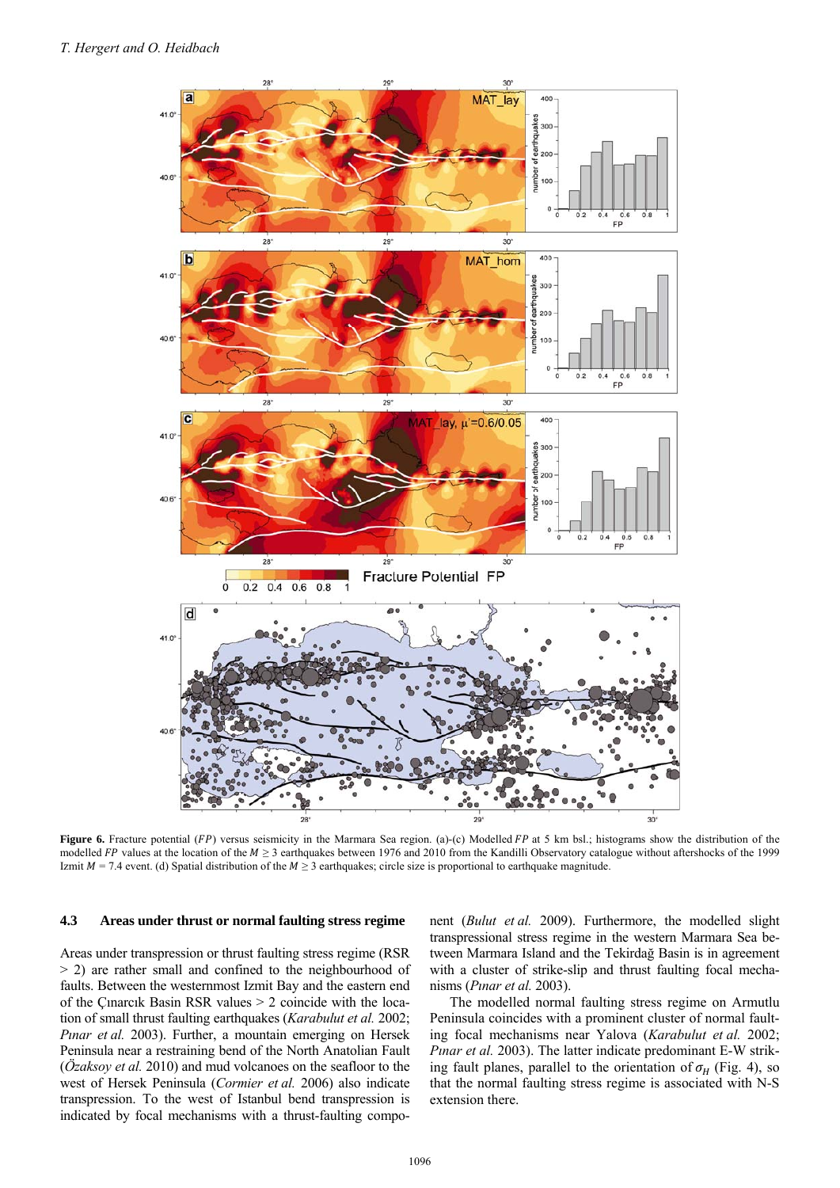**Figure 6.** Fracture potential ($FP$) versus seismicity in the Marmara Sea region. (a)-(c) Modelled $FP$ at 5 km bsl.; histograms show the distribution of the modelled $FP$ values at the location of the $M \geq 3$ earthquakes between 1976 and 2010 from the Kandilli Observatory catalogue without aftershocks of the 1999 Izmit $M = 7.4$ event. (d) Spatial distribution of the $M \geq 3$ earthquakes; circle size is proportional to earthquake magnitude.

### 4.3 Areas under thrust or normal faulting stress regime

Areas under transpression or thrust faulting stress regime (RSR > 2) are rather small and confined to the neighbourhood of faults. Between the westernmost Izmit Bay and the eastern end of the Çınarcık Basin RSR values > 2 coincide with the location of small thrust faulting earthquakes (*Karabulut et al.* 2002; *Pınar et al.* 2003). Further, a mountain emerging on Hersek Peninsula near a restraining bend of the North Anatolian Fault (*Özaksoy et al.* 2010) and mud volcanoes on the seafloor to the west of Hersek Peninsula (*Cormier et al.* 2006) also indicate transpression. To the west of Istanbul bend transpression is indicated by focal mechanisms with a thrust-faulting component (*Bulut et al.* 2009). Furthermore, the modelled slight transpressional stress regime in the western Marmara Sea between Marmara Island and the Tekirdağ Basin is in agreement with a cluster of strike-slip and thrust faulting focal mechanisms (*Pınar et al.* 2003).

The modelled normal faulting stress regime on Armutlu Peninsula coincides with a prominent cluster of normal faulting focal mechanisms near Yalova (*Karabulut et al.* 2002; *Pınar et al.* 2003). The latter indicate predominant E-W striking fault planes, parallel to the orientation of $\sigma_H$ (Fig. 4), so that the normal faulting stress regime is associated with N-S extension there.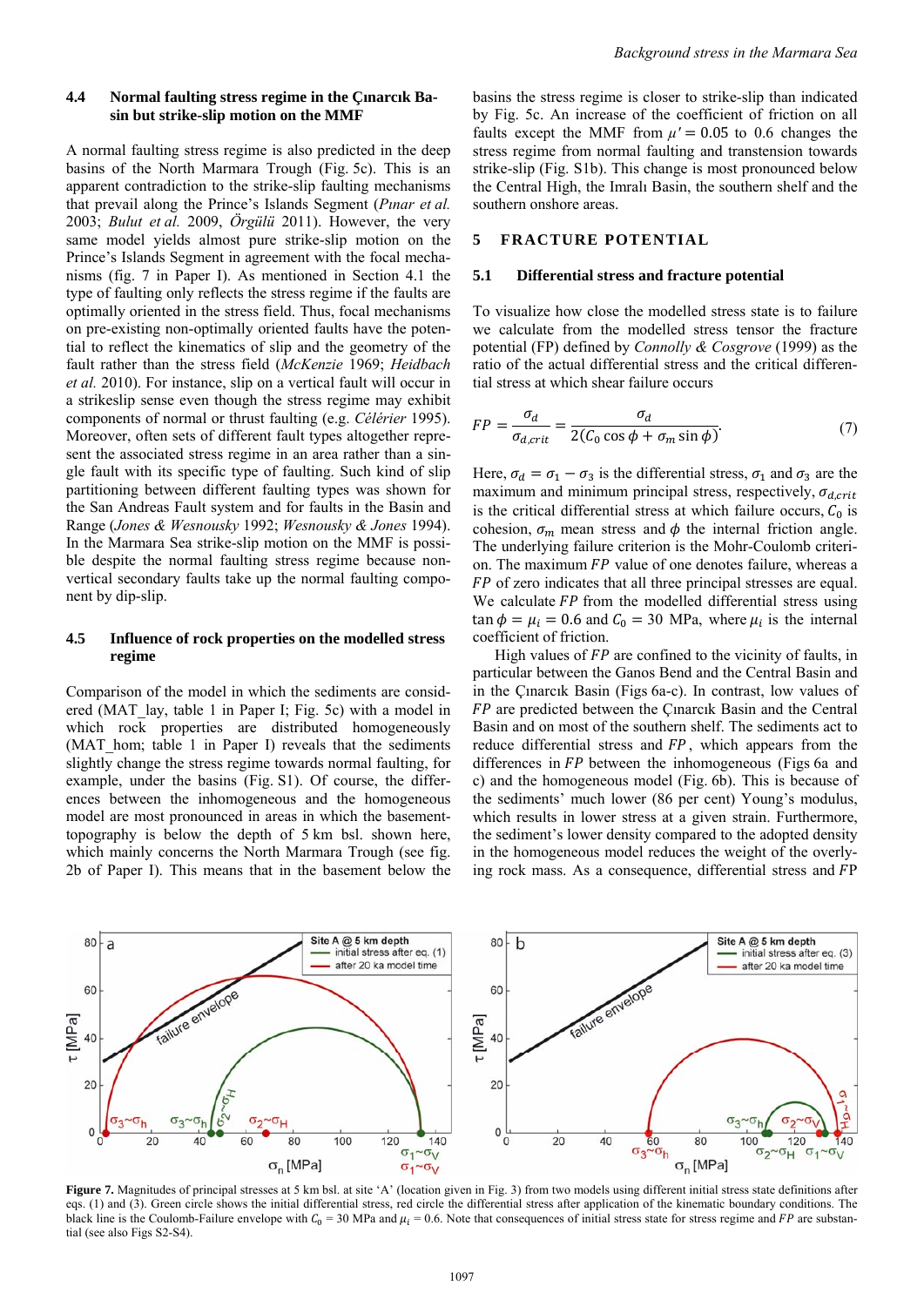### 4.4 Normal faulting stress regime in the Çınarcık Basin but strike-slip motion on the MMF

A normal faulting stress regime is also predicted in the deep basins of the North Marmara Trough (Fig. 5c). This is an apparent contradiction to the strike-slip faulting mechanisms that prevail along the Prince's Islands Segment (*Pınar et al.* 2003; *Bulut et al.* 2009, *Örgülü* 2011). However, the very same model yields almost pure strike-slip motion on the Prince's Islands Segment in agreement with the focal mechanisms (fig. 7 in Paper I). As mentioned in Section 4.1 the type of faulting only reflects the stress regime if the faults are optimally oriented in the stress field. Thus, focal mechanisms on pre-existing non-optimally oriented faults have the potential to reflect the kinematics of slip and the geometry of the fault rather than the stress field (*McKenzie* 1969; *Heidbach et al.* 2010). For instance, slip on a vertical fault will occur in a strikeslip sense even though the stress regime may exhibit components of normal or thrust faulting (e.g. *Célérier* 1995). Moreover, often sets of different fault types altogether represent the associated stress regime in an area rather than a single fault with its specific type of faulting. Such kind of slip partitioning between different faulting types was shown for the San Andreas Fault system and for faults in the Basin and Range (*Jones & Wesnousky* 1992; *Wesnousky & Jones* 1994). In the Marmara Sea strike-slip motion on the MMF is possible despite the normal faulting stress regime because non-vertical secondary faults take up the normal faulting component by dip-slip.

### 4.5 Influence of rock properties on the modelled stress regime

Comparison of the model in which the sediments are considered (MAT_lay, table 1 in Paper I; Fig. 5c) with a model in which rock properties are distributed homogeneously (MAT_hom; table 1 in Paper I) reveals that the sediments slightly change the stress regime towards normal faulting, for example, under the basins (Fig. S1). Of course, the differences between the inhomogeneous and the homogeneous model are most pronounced in areas in which the basement-topography is below the depth of 5 km bsl. shown here, which mainly concerns the North Marmara Trough (see fig. 2b of Paper I). This means that in the basement below the basins the stress regime is closer to strike-slip than indicated by Fig. 5c. An increase of the coefficient of friction on all faults except the MMF from $\mu' = 0.05$ to 0.6 changes the stress regime from normal faulting and transtension towards strike-slip (Fig. S1b). This change is most pronounced below the Central High, the Imralı Basin, the southern shelf and the southern onshore areas.

## 5 FRACTURE POTENTIAL

### 5.1 Differential stress and fracture potential

To visualize how close the modelled stress state is to failure we calculate from the modelled stress tensor the fracture potential (FP) defined by *Connolly & Cosgrove* (1999) as the ratio of the actual differential stress and the critical differential stress at which shear failure occurs

$$FP = \frac{\sigma_d}{\sigma_{d,crit}} = \frac{\sigma_d}{2(C_0 \cos\phi + \sigma_m \sin\phi)}. \tag{7}$$

Here, $\sigma_d = \sigma_1 - \sigma_3$ is the differential stress, $\sigma_1$ and $\sigma_3$ are the maximum and minimum principal stress, respectively, $\sigma_{d,crit}$ is the critical differential stress at which failure occurs, $C_0$ is cohesion, $\sigma_m$ mean stress and $\phi$ the internal friction angle. The underlying failure criterion is the Mohr-Coulomb criterion. The maximum $FP$ value of one denotes failure, whereas a $FP$ of zero indicates that all three principal stresses are equal. We calculate $FP$ from the modelled differential stress using $\tan\phi = \mu_i = 0.6$ and $C_0 = 30$ MPa, where $\mu_i$ is the internal coefficient of friction.

High values of $FP$ are confined to the vicinity of faults, in particular between the Ganos Bend and the Central Basin and in the Çınarcık Basin (Figs 6a-c). In contrast, low values of $FP$ are predicted between the Çınarcık Basin and the Central Basin and on most of the southern shelf. The sediments act to reduce differential stress and $FP$, which appears from the differences in $FP$ between the inhomogeneous (Figs 6a and c) and the homogeneous model (Fig. 6b). This is because of the sediment's much lower (86 per cent) Young's modulus, which results in lower stress at a given strain. Furthermore, the sediment's lower density compared to the adopted density in the homogeneous model reduces the weight of the overlying rock mass. As a consequence, differential stress and $FP$

**Figure 7.** Magnitudes of principal stresses at 5 km bsl. at site 'A' (location given in Fig. 3) from two models using different initial stress state definitions after eqs. (1) and (3). Green circle shows the initial differential stress, red circle the differential stress after application of the kinematic boundary conditions. The black line is the Coulomb-Failure envelope with $C_0$ = 30 MPa and $\mu_i$ = 0.6. Note that consequences of initial stress state for stress regime and $FP$ are substantial (see also Figs S2-S4).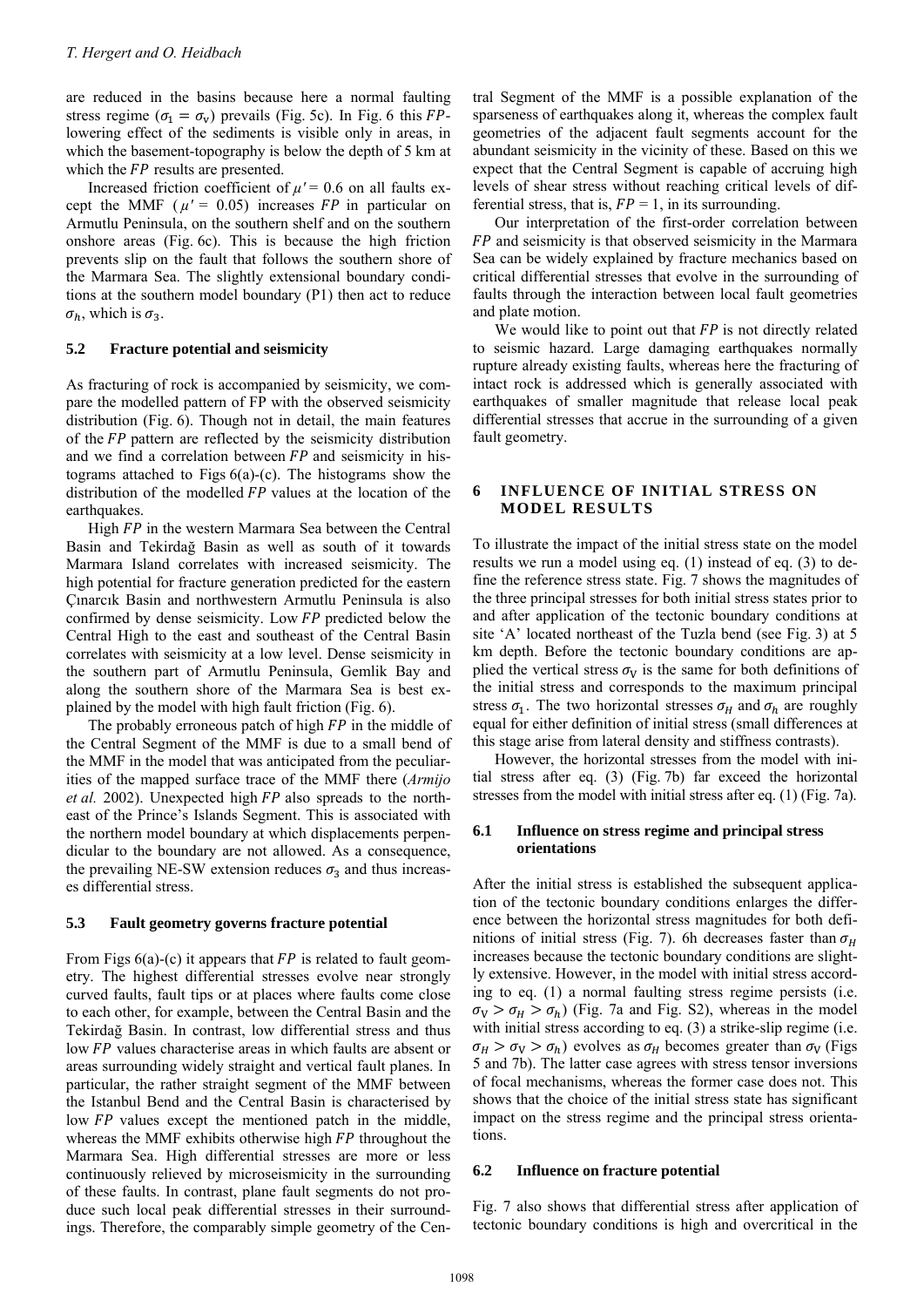are reduced in the basins because here a normal faulting stress regime ($\sigma_1 = \sigma_v$) prevails (Fig. 5c). In Fig. 6 this $FP$-lowering effect of the sediments is visible only in areas, in which the basement-topography is below the depth of 5 km at which the $FP$ results are presented.

Increased friction coefficient of $\mu' = 0.6$ on all faults except the MMF ($\mu' = 0.05$) increases $FP$ in particular on Armutlu Peninsula, on the southern shelf and on the southern onshore areas (Fig. 6c). This is because the high friction prevents slip on the fault that follows the southern shore of the Marmara Sea. The slightly extensional boundary conditions at the southern model boundary (P1) then act to reduce $\sigma_h$, which is $\sigma_3$.

### 5.2 Fracture potential and seismicity

As fracturing of rock is accompanied by seismicity, we compare the modelled pattern of FP with the observed seismicity distribution (Fig. 6). Though not in detail, the main features of the $FP$ pattern are reflected by the seismicity distribution and we find a correlation between $FP$ and seismicity in histograms attached to Figs 6(a)-(c). The histograms show the distribution of the modelled $FP$ values at the location of the earthquakes.

High $FP$ in the western Marmara Sea between the Central Basin and Tekirdağ Basin as well as south of it towards Marmara Island correlates with increased seismicity. The high potential for fracture generation predicted for the eastern Çınarcık Basin and northwestern Armutlu Peninsula is also confirmed by dense seismicity. Low $FP$ predicted below the Central High to the east and southeast of the Central Basin correlates with seismicity at a low level. Dense seismicity in the southern part of Armutlu Peninsula, Gemlik Bay and along the southern shore of the Marmara Sea is best explained by the model with high fault friction (Fig. 6).

The probably erroneous patch of high $FP$ in the middle of the Central Segment of the MMF is due to a small bend of the MMF in the model that was anticipated from the peculiarities of the mapped surface trace of the MMF there (*Armijo et al.* 2002). Unexpected high $FP$ also spreads to the northeast of the Prince's Islands Segment. This is associated with the northern model boundary at which displacements perpendicular to the boundary are not allowed. As a consequence, the prevailing NE-SW extension reduces $\sigma_3$ and thus increases differential stress.

### 5.3 Fault geometry governs fracture potential

From Figs 6(a)-(c) it appears that $FP$ is related to fault geometry. The highest differential stresses evolve near strongly curved faults, fault tips or at places where faults come close to each other, for example, between the Central Basin and the Tekirdağ Basin. In contrast, low differential stress and thus low $FP$ values characterise areas in which faults are absent or areas surrounding widely straight and vertical fault planes. In particular, the rather straight segment of the MMF between the Istanbul Bend and the Central Basin is characterised by low $FP$ values except the mentioned patch in the middle, whereas the MMF exhibits otherwise high $FP$ throughout the Marmara Sea. High differential stresses are more or less continuously relieved by microseismicity in the surrounding of these faults. In contrast, plane fault segments do not produce such local peak differential stresses in their surroundings. Therefore, the comparably simple geometry of the Central Segment of the MMF is a possible explanation of the sparseness of earthquakes along it, whereas the complex fault geometries of the adjacent fault segments account for the abundant seismicity in the vicinity of these. Based on this we expect that the Central Segment is capable of accruing high levels of shear stress without reaching critical levels of differential stress, that is, $FP = 1$, in its surrounding.

Our interpretation of the first-order correlation between $FP$ and seismicity is that observed seismicity in the Marmara Sea can be widely explained by fracture mechanics based on critical differential stresses that evolve in the surrounding of faults through the interaction between local fault geometries and plate motion.

We would like to point out that $FP$ is not directly related to seismic hazard. Large damaging earthquakes normally rupture already existing faults, whereas here the fracturing of intact rock is addressed which is generally associated with earthquakes of smaller magnitude that release local peak differential stresses that accrue in the surrounding of a given fault geometry.

## 6 INFLUENCE OF INITIAL STRESS ON MODEL RESULTS

To illustrate the impact of the initial stress state on the model results we run a model using eq. (1) instead of eq. (3) to define the reference stress state. Fig. 7 shows the magnitudes of the three principal stresses for both initial stress states prior to and after application of the tectonic boundary conditions at site 'A' located northeast of the Tuzla bend (see Fig. 3) at 5 km depth. Before the tectonic boundary conditions are applied the vertical stress $\sigma_V$ is the same for both definitions of the initial stress and corresponds to the maximum principal stress $\sigma_1$. The two horizontal stresses $\sigma_H$ and $\sigma_h$ are roughly equal for either definition of initial stress (small differences at this stage arise from lateral density and stiffness contrasts).

However, the horizontal stresses from the model with initial stress after eq. (3) (Fig. 7b) far exceed the horizontal stresses from the model with initial stress after eq. (1) (Fig. 7a).

### 6.1 Influence on stress regime and principal stress orientations

After the initial stress is established the subsequent application of the tectonic boundary conditions enlarges the difference between the horizontal stress magnitudes for both definitions of initial stress (Fig. 7). 6h decreases faster than $\sigma_H$ increases because the tectonic boundary conditions are slightly extensive. However, in the model with initial stress according to eq. (1) a normal faulting stress regime persists (i.e. $\sigma_V > \sigma_H > \sigma_h$) (Fig. 7a and Fig. S2), whereas in the model with initial stress according to eq. (3) a strike-slip regime (i.e. $\sigma_H > \sigma_V > \sigma_h$) evolves as $\sigma_H$ becomes greater than $\sigma_V$ (Figs 5 and 7b). The latter case agrees with stress tensor inversions of focal mechanisms, whereas the former case does not. This shows that the choice of the initial stress state has significant impact on the stress regime and the principal stress orientations.

### 6.2 Influence on fracture potential

Fig. 7 also shows that differential stress after application of tectonic boundary conditions is high and overcritical in the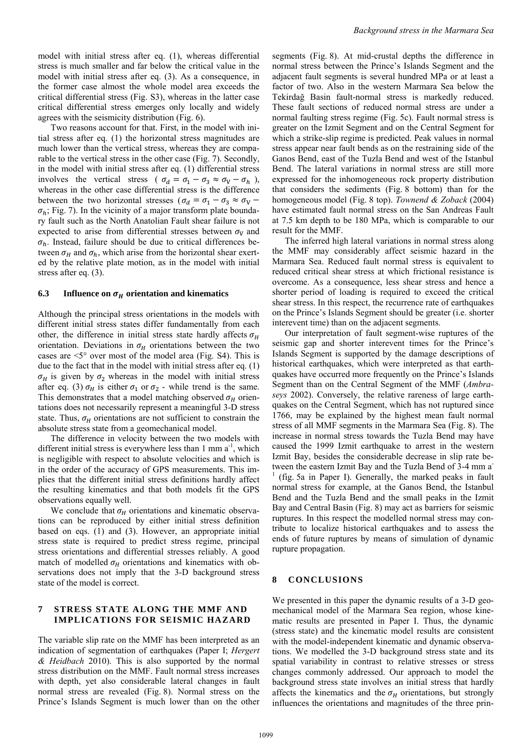model with initial stress after eq. (1), whereas differential stress is much smaller and far below the critical value in the model with initial stress after eq. (3). As a consequence, in the former case almost the whole model area exceeds the critical differential stress (Fig. S3), whereas in the latter case critical differential stress emerges only locally and widely agrees with the seismicity distribution (Fig. 6).

Two reasons account for that. First, in the model with initial stress after eq. (1) the horizontal stress magnitudes are much lower than the vertical stress, whereas they are comparable to the vertical stress in the other case (Fig. 7). Secondly, in the model with initial stress after eq. (1) differential stress involves the vertical stress ($\sigma_d = \sigma_1 - \sigma_3 \approx \sigma_V - \sigma_h$), whereas in the other case differential stress is the difference between the two horizontal stresses ($\sigma_d = \sigma_1 - \sigma_3 \approx \sigma_V - \sigma_h$; Fig. 7). In the vicinity of a major transform plate boundary fault such as the North Anatolian Fault shear failure is not expected to arise from differential stresses between $\sigma_V$ and $\sigma_h$. Instead, failure should be due to critical differences between $\sigma_H$ and $\sigma_h$, which arise from the horizontal shear exerted by the relative plate motion, as in the model with initial stress after eq. (3).

### 6.3 Influence on $\sigma_H$ orientation and kinematics

Although the principal stress orientations in the models with different initial stress states differ fundamentally from each other, the difference in initial stress state hardly affects $\sigma_H$ orientation. Deviations in $\sigma_H$ orientations between the two cases are <5° over most of the model area (Fig. S4). This is due to the fact that in the model with initial stress after eq. (1) $\sigma_H$ is given by $\sigma_2$ whereas in the model with initial stress after eq. (3) $\sigma_H$ is either $\sigma_1$ or $\sigma_2$ - while trend is the same. This demonstrates that a model matching observed $\sigma_H$ orientations does not necessarily represent a meaningful 3-D stress state. Thus, $\sigma_H$ orientations are not sufficient to constrain the absolute stress state from a geomechanical model.

The difference in velocity between the two models with different initial stress is everywhere less than 1 mm a$^{-1}$, which is negligible with respect to absolute velocities and which is in the order of the accuracy of GPS measurements. This implies that the different initial stress definitions hardly affect the resulting kinematics and that both models fit the GPS observations equally well.

We conclude that $\sigma_H$ orientations and kinematic observations can be reproduced by either initial stress definition based on eqs. (1) and (3). However, an appropriate initial stress state is required to predict stress regime, principal stress orientations and differential stresses reliably. A good match of modelled $\sigma_H$ orientations and kinematics with observations does not imply that the 3-D background stress state of the model is correct.

## 7 STRESS STATE ALONG THE MMF AND IMPLICATIONS FOR SEISMIC HAZARD

The variable slip rate on the MMF has been interpreted as an indication of segmentation of earthquakes (Paper I; *Hergert & Heidbach* 2010). This is also supported by the normal stress distribution on the MMF. Fault normal stress increases with depth, yet also considerable lateral changes in fault normal stress are revealed (Fig. 8). Normal stress on the Prince's Islands Segment is much lower than on the other segments (Fig. 8). At mid-crustal depths the difference in normal stress between the Prince's Islands Segment and the adjacent fault segments is several hundred MPa or at least a factor of two. Also in the western Marmara Sea below the Tekirdağ Basin fault-normal stress is markedly reduced. These fault sections of reduced normal stress are under a normal faulting stress regime (Fig. 5c). Fault normal stress is greater on the Izmit Segment and on the Central Segment for which a strike-slip regime is predicted. Peak values in normal stress appear near fault bends as on the restraining side of the Ganos Bend, east of the Tuzla Bend and west of the Istanbul Bend. The lateral variations in normal stress are still more expressed for the inhomogeneous rock property distribution that considers the sediments (Fig. 8 bottom) than for the homogeneous model (Fig. 8 top). *Townend & Zoback* (2004) have estimated fault normal stress on the San Andreas Fault at 7.5 km depth to be 180 MPa, which is comparable to our result for the MMF.

The inferred high lateral variations in normal stress along the MMF may considerably affect seismic hazard in the Marmara Sea. Reduced fault normal stress is equivalent to reduced critical shear stress at which frictional resistance is overcome. As a consequence, less shear stress and hence a shorter period of loading is required to exceed the critical shear stress. In this respect, the recurrence rate of earthquakes on the Prince's Islands Segment should be greater (i.e. shorter interevent time) than on the adjacent segments.

Our interpretation of fault segment-wise ruptures of the seismic gap and shorter interevent times for the Prince's Islands Segment is supported by the damage descriptions of historical earthquakes, which were interpreted as that earthquakes have occurred more frequently on the Prince's Islands Segment than on the Central Segment of the MMF (*Ambraseys* 2002). Conversely, the relative rareness of large earthquakes on the Central Segment, which has not ruptured since 1766, may be explained by the highest mean fault normal stress of all MMF segments in the Marmara Sea (Fig. 8). The increase in normal stress towards the Tuzla Bend may have caused the 1999 Izmit earthquake to arrest in the western Izmit Bay, besides the considerable decrease in slip rate between the eastern Izmit Bay and the Tuzla Bend of 3-4 mm a$^{-1}$ (fig. 5a in Paper I). Generally, the marked peaks in fault normal stress for example, at the Ganos Bend, the Istanbul Bend and the Tuzla Bend and the small peaks in the Izmit Bay and Central Basin (Fig. 8) may act as barriers for seismic ruptures. In this respect the modelled normal stress may contribute to localize historical earthquakes and to assess the ends of future ruptures by means of simulation of dynamic rupture propagation.

## 8 CONCLUSIONS

We presented in this paper the dynamic results of a 3-D geomechanical model of the Marmara Sea region, whose kinematic results are presented in Paper I. Thus, the dynamic (stress state) and the kinematic model results are consistent with the model-independent kinematic and dynamic observations. We modelled the 3-D background stress state and its spatial variability in contrast to relative stresses or stress changes commonly addressed. Our approach to model the background stress state involves an initial stress that hardly affects the kinematics and the $\sigma_H$ orientations, but strongly influences the orientations and magnitudes of the three prin-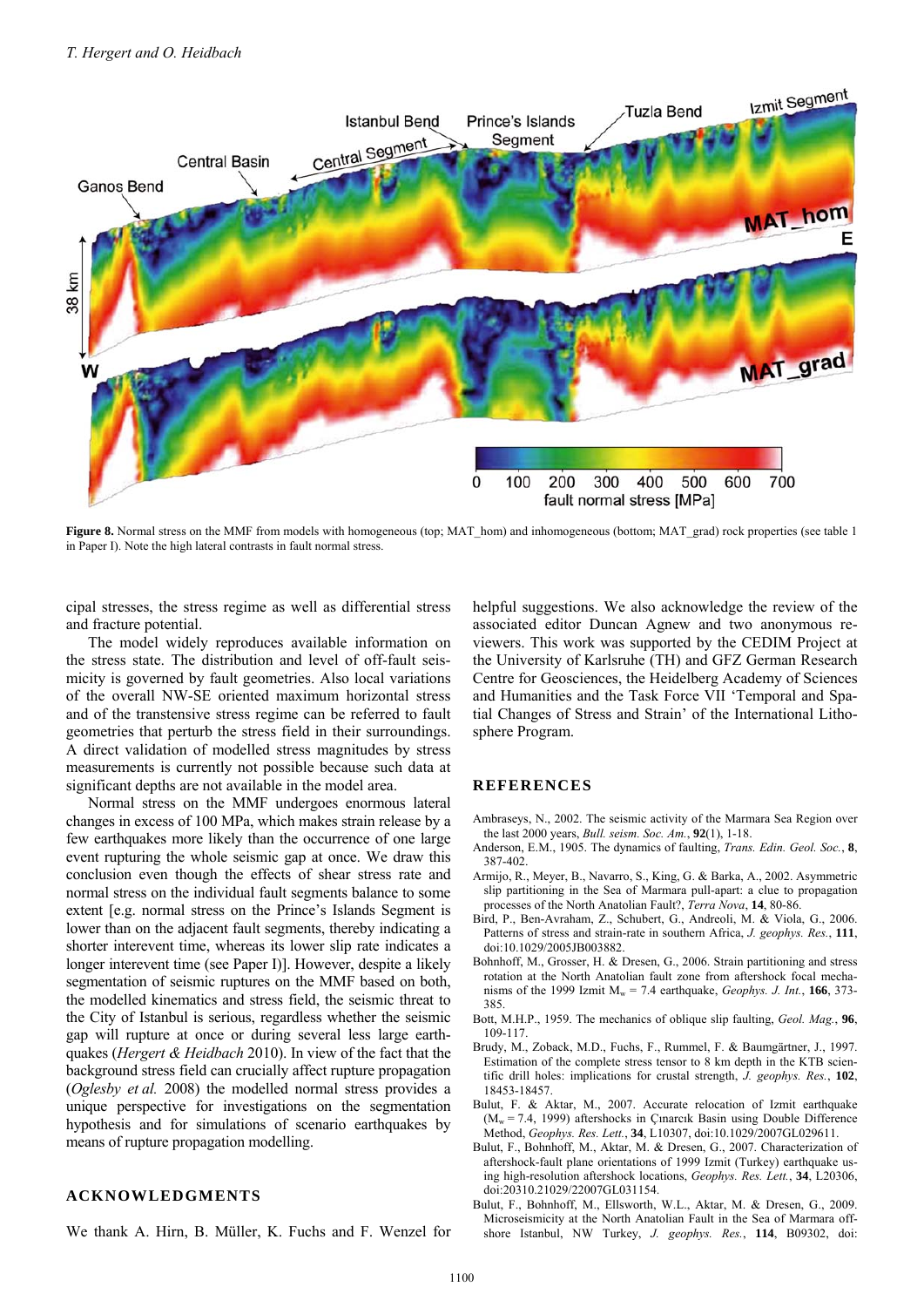**Figure 8.** Normal stress on the MMF from models with homogeneous (top; MAT_hom) and inhomogeneous (bottom; MAT_grad) rock properties (see table 1 in Paper I). Note the high lateral contrasts in fault normal stress.

cipal stresses, the stress regime as well as differential stress and fracture potential.

The model widely reproduces available information on the stress state. The distribution and level of off-fault seismicity is governed by fault geometries. Also local variations of the overall NW-SE oriented maximum horizontal stress and of the transtensive stress regime can be referred to fault geometries that perturb the stress field in their surroundings. A direct validation of modelled stress magnitudes by stress measurements is currently not possible because such data at significant depths are not available in the model area.

Normal stress on the MMF undergoes enormous lateral changes in excess of 100 MPa, which makes strain release by a few earthquakes more likely than the occurrence of one large event rupturing the whole seismic gap at once. We draw this conclusion even though the effects of shear stress rate and normal stress on the individual fault segments balance to some extent [e.g. normal stress on the Prince's Islands Segment is lower than on the adjacent fault segments, thereby indicating a shorter interevent time, whereas its lower slip rate indicates a longer interevent time (see Paper I)]. However, despite a likely segmentation of seismic ruptures on the MMF based on both, the modelled kinematics and stress field, the seismic threat to the City of Istanbul is serious, regardless whether the seismic gap will rupture at once or during several less large earthquakes (*Hergert & Heidbach* 2010). In view of the fact that the background stress field can crucially affect rupture propagation (*Oglesby et al.* 2008) the modelled normal stress provides a unique perspective for investigations on the segmentation hypothesis and for simulations of scenario earthquakes by means of rupture propagation modelling.

## ACKNOWLEDGMENTS

We thank A. Hirn, B. Müller, K. Fuchs and F. Wenzel for helpful suggestions. We also acknowledge the review of the associated editor Duncan Agnew and two anonymous reviewers. This work was supported by the CEDIM Project at the University of Karlsruhe (TH) and GFZ German Research Centre for Geosciences, the Heidelberg Academy of Sciences and Humanities and the Task Force VII 'Temporal and Spatial Changes of Stress and Strain' of the International Lithosphere Program.

## REFERENCES

Ambraseys, N., 2002. The seismic activity of the Marmara Sea Region over the last 2000 years, *Bull. seism. Soc. Am.*, **92**(1), 1-18.

Anderson, E.M., 1905. The dynamics of faulting, *Trans. Edin. Geol. Soc.*, **8**, 387-402.

Armijo, R., Meyer, B., Navarro, S., King, G. & Barka, A., 2002. Asymmetric slip partitioning in the Sea of Marmara pull-apart: a clue to propagation processes of the North Anatolian Fault?, *Terra Nova*, **14**, 80-86.

Bird, P., Ben-Avraham, Z., Schubert, G., Andreoli, M. & Viola, G., 2006. Patterns of stress and strain-rate in southern Africa, *J. geophys. Res.*, **111**, doi:10.1029/2005JB003882.

Bohnhoff, M., Grosser, H. & Dresen, G., 2006. Strain partitioning and stress rotation at the North Anatolian fault zone from aftershock focal mechanisms of the 1999 Izmit $M_w = 7.4$ earthquake, *Geophys. J. Int.*, **166**, 373-385.

Bott, M.H.P., 1959. The mechanics of oblique slip faulting, *Geol. Mag.*, **96**, 109-117.

Brudy, M., Zoback, M.D., Fuchs, K., Rummel, F. & Baumgärtner, J., 1997. Estimation of the complete stress tensor to 8 km depth in the KTB scientific drill holes: implications for crustal strength, *J. geophys. Res.*, **102**, 18453-18457.

Bulut, F. & Aktar, M., 2007. Accurate relocation of Izmit earthquake ($M_w = 7.4$, 1999) aftershocks in Çınarcık Basin using Double Difference Method, *Geophys. Res. Lett.*, **34**, L10307, doi:10.1029/2007GL029611.

Bulut, F., Bohnhoff, M., Aktar, M. & Dresen, G., 2007. Characterization of aftershock-fault plane orientations of 1999 Izmit (Turkey) earthquake using high-resolution aftershock locations, *Geophys. Res. Lett.*, **34**, L20306, doi:20310.21029/22007GL031154.

Bulut, F., Bohnhoff, M., Ellsworth, W.L., Aktar, M. & Dresen, G., 2009. Microseismicity at the North Anatolian Fault in the Sea of Marmara offshore Istanbul, NW Turkey, *J. geophys. Res.*, **114**, B09302, doi: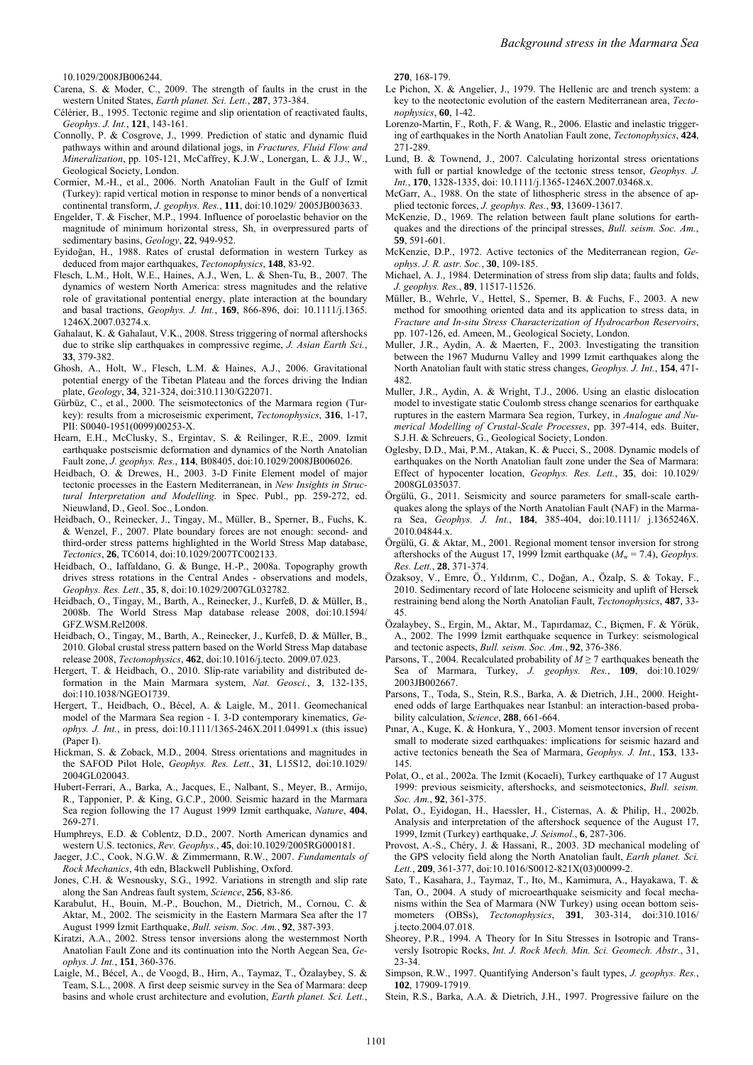10.1029/2008JB006244.

Carena, S. & Moder, C., 2009. The strength of faults in the crust in the western United States, *Earth planet. Sci. Lett.*, **287**, 373-384.

Célérier, B., 1995. Tectonic regime and slip orientation of reactivated faults, *Geophys. J. Int.*, **121**, 143-161.

Connolly, P. & Cosgrove, J., 1999. Prediction of static and dynamic fluid pathways within and around dilational jogs, in *Fractures, Fluid Flow and Mineralization*, pp. 105-121, McCaffrey, K.J.W., Lonergan, L. & J.J., W., Geological Society, London.

Cormier, M.-H., et al., 2006. North Anatolian Fault in the Gulf of Izmit (Turkey): rapid vertical motion in response to minor bends of a nonvertical continental transform, *J. geophys. Res.*, **111**, doi:10.1029/ 2005JB003633.

Engelder, T. & Fischer, M.P., 1994. Influence of poroelastic behavior on the magnitude of minimum horizontal stress, Sh, in overpressured parts of sedimentary basins, *Geology*, **22**, 949-952.

Eyidoğan, H., 1988. Rates of crustal deformation in western Turkey as deduced from major earthquakes, *Tectonophysics*, **148**, 83-92.

Flesch, L.M., Holt, W.E., Haines, A.J., Wen, L. & Shen-Tu, B., 2007. The dynamics of western North America: stress magnitudes and the relative role of gravitational pontential energy, plate interaction at the boundary and basal tractions, *Geophys. J. Int.*, **169**, 866-896, doi: 10.1111/j.1365. 1246X.2007.03274.x.

Gahalaut, K. & Gahalaut, V.K., 2008. Stress triggering of normal aftershocks due to strike slip earthquakes in compressive regime, *J. Asian Earth Sci.*, **33**, 379-382.

Ghosh, A., Holt, W., Flesch, L.M. & Haines, A.J., 2006. Gravitational potential energy of the Tibetan Plateau and the forces driving the Indian plate, *Geology*, **34**, 321-324, doi:310.1130/G22071.

Gürbüz, C., et al., 2000. The seismotectonics of the Marmara region (Turkey): results from a microseismic experiment, *Tectonophysics*, **316**, 1-17, PII: S0040-1951(0099)00253-X.

Hearn, E.H., McClusky, S., Ergintav, S. & Reilinger, R.E., 2009. Izmit earthquake postseismic deformation and dynamics of the North Anatolian Fault zone, *J. geophys. Res.*, **114**, B08405, doi:10.1029/2008JB006026.

Heidbach, O. & Drewes, H., 2003. 3-D Finite Element model of major tectonic processes in the Eastern Mediterranean, in *New Insights in Structural Interpretation and Modelling*. in Spec. Publ., pp. 259-272, ed. Nieuwland, D., Geol. Soc., London.

Heidbach, O., Reinecker, J., Tingay, M., Müller, B., Sperner, B., Fuchs, K. & Wenzel, F., 2007. Plate boundary forces are not enough: second- and third-order stress patterns highlighted in the World Stress Map database, *Tectonics*, **26**, TC6014, doi:10.1029/2007TC002133.

Heidbach, O., Iaffaldano, G. & Bunge, H.-P., 2008a. Topography growth drives stress rotations in the Central Andes - observations and models, *Geophys. Res. Lett.*, **35**, 8, doi:10.1029/2007GL032782.

Heidbach, O., Tingay, M., Barth, A., Reinecker, J., Kurfeß, D. & Müller, B., 2008b. The World Stress Map database release 2008, doi:10.1594/ GFZ.WSM.Rel2008.

Heidbach, O., Tingay, M., Barth, A., Reinecker, J., Kurfeß, D. & Müller, B., 2010. Global crustal stress pattern based on the World Stress Map database release 2008, *Tectonophysics*, **462**, doi:10.1016/j.tecto. 2009.07.023.

Hergert, T. & Heidbach, O., 2010. Slip-rate variability and distributed deformation in the Main Marmara system, *Nat. Geosci.*, **3**, 132-135, doi:110.1038/NGEO1739.

Hergert, T., Heidbach, O., Bécel, A. & Laigle, M., 2011. Geomechanical model of the Marmara Sea region - I. 3-D contemporary kinematics, *Geophys. J. Int.*, in press, doi:10.1111/1365-246X.2011.04991.x (this issue) (Paper I).

Hickman, S. & Zoback, M.D., 2004. Stress orientations and magnitudes in the SAFOD Pilot Hole, *Geophys. Res. Lett.*, **31**, L15S12, doi:10.1029/ 2004GL020043.

Hubert-Ferrari, A., Barka, A., Jacques, E., Nalbant, S., Meyer, B., Armijo, R., Tapponier, P. & King, G.C.P., 2000. Seismic hazard in the Marmara Sea region following the 17 August 1999 Izmit earthquake, *Nature*, **404**, 269-271.

Humphreys, E.D. & Coblentz, D.D., 2007. North American dynamics and western U.S. tectonics, *Rev. Geophys.*, **45**, doi:10.1029/2005RG000181.

Jaeger, J.C., Cook, N.G.W. & Zimmermann, R.W., 2007. *Fundamentals of Rock Mechanics*, 4th edn, Blackwell Publishing, Oxford.

Jones, C.H. & Wesnousky, S.G., 1992. Variations in strength and slip rate along the San Andreas fault system, *Science*, **256**, 83-86.

Karabulut, H., Bouin, M.-P., Bouchon, M., Dietrich, M., Cornou, C. & Aktar, M., 2002. The seismicity in the Eastern Marmara Sea after the 17 August 1999 İzmit Earthquake, *Bull. seism. Soc. Am.*, **92**, 387-393.

Kiratzi, A.A., 2002. Stress tensor inversions along the westernmost North Anatolian Fault Zone and its continuation into the North Aegean Sea, *Geophys. J. Int.*, **151**, 360-376.

Laigle, M., Bécel, A., de Voogd, B., Hirn, A., Taymaz, T., Özalaybey, S. & Team, S.L., 2008. A first deep seismic survey in the Sea of Marmara: deep basins and whole crust architecture and evolution, *Earth planet. Sci. Lett.*, **270**, 168-179.

Le Pichon, X. & Angelier, J., 1979. The Hellenic arc and trench system: a key to the neotectonic evolution of the eastern Mediterranean area, *Tectonophysics*, **60**, 1-42.

Lorenzo-Martin, F., Roth, F. & Wang, R., 2006. Elastic and inelastic triggering of earthquakes in the North Anatolian Fault zone, *Tectonophysics*, **424**, 271-289.

Lund, B. & Townend, J., 2007. Calculating horizontal stress orientations with full or partial knowledge of the tectonic stress tensor, *Geophys. J. Int.*, **170**, 1328-1335, doi: 10.1111/j.1365-1246X.2007.03468.x.

McGarr, A., 1988. On the state of lithospheric stress in the absence of applied tectonic forces, *J. geophys. Res.*, **93**, 13609-13617.

McKenzie, D., 1969. The relation between fault plane solutions for earthquakes and the directions of the principal stresses, *Bull. seism. Soc. Am.*, **59**, 591-601.

McKenzie, D.P., 1972. Active tectonics of the Mediterranean region, *Geophys. J. R. astr. Soc.*, **30**, 109-185.

Michael, A. J., 1984. Determination of stress from slip data; faults and folds, *J. geophys. Res.*, **89**, 11517-11526.

Müller, B., Wehrle, V., Hettel, S., Sperner, B. & Fuchs, F., 2003. A new method for smoothing oriented data and its application to stress data, in *Fracture and In-situ Stress Characterization of Hydrocarbon Reservoirs*, pp. 107-126, ed. Ameen, M., Geological Society, London.

Muller, J.R., Aydin, A. & Maerten, F., 2003. Investigating the transition between the 1967 Mudurnu Valley and 1999 Izmit earthquakes along the North Anatolian fault with static stress changes, *Geophys. J. Int.*, **154**, 471-482.

Muller, J.R., Aydin, A. & Wright, T.J., 2006. Using an elastic dislocation model to investigate static Coulomb stress change scenarios for earthquake ruptures in the eastern Marmara Sea region, Turkey, in *Analogue and Numerical Modelling of Crustal-Scale Processes*, pp. 397-414, eds. Buiter, S.J.H. & Schreuers, G., Geological Society, London.

Oglesby, D.D., Mai, P.M., Atakan, K. & Pucci, S., 2008. Dynamic models of earthquakes on the North Anatolian fault zone under the Sea of Marmara: Effect of hypocenter location, *Geophys. Res. Lett.*, **35**, doi: 10.1029/ 2008GL035037.

Örgülü, G., 2011. Seismicity and source parameters for small-scale earthquakes along the splays of the North Anatolian Fault (NAF) in the Marmara Sea, *Geophys. J. Int.*, **184**, 385-404, doi:10.1111/ j.1365246X. 2010.04844.x.

Örgülü, G. & Aktar, M., 2001. Regional moment tensor inversion for strong aftershocks of the August 17, 1999 İzmit earthquake ($M_w$ = 7.4), *Geophys. Res. Lett.*, **28**, 371-374.

Özaksoy, V., Emre, Ö., Yıldırım, C., Doğan, A., Özalp, S. & Tokay, F., 2010. Sedimentary record of late Holocene seismicity and uplift of Hersek restraining bend along the North Anatolian Fault, *Tectonophysics*, **487**, 33-45.

Özalaybey, S., Ergin, M., Aktar, M., Tapırdamaz, C., Biçmen, F. & Yörük, A., 2002. The 1999 İzmit earthquake sequence in Turkey: seismological and tectonic aspects, *Bull. seism. Soc. Am.*, **92**, 376-386.

Parsons, T., 2004. Recalculated probability of $M \geq 7$ earthquakes beneath the Sea of Marmara, Turkey, *J. geophys. Res.*, **109**, doi:10.1029/ 2003JB002667.

Parsons, T., Toda, S., Stein, R.S., Barka, A. & Dietrich, J.H., 2000. Heightened odds of large Earthquakes near Istanbul: an interaction-based probability calculation, *Science*, **288**, 661-664.

Pınar, A., Kuge, K. & Honkura, Y., 2003. Moment tensor inversion of recent small to moderate sized earthquakes: implications for seismic hazard and active tectonics beneath the Sea of Marmara, *Geophys. J. Int.*, **153**, 133-145.

Polat, O., et al., 2002a. The Izmit (Kocaeli), Turkey earthquake of 17 August 1999: previous seismicity, aftershocks, and seismotectonics, *Bull. seism. Soc. Am.*, **92**, 361-375.

Polat, O., Eyidogan, H., Haessler, H., Cisternas, A. & Philip, H., 2002b. Analysis and interpretation of the aftershock sequence of the August 17, 1999, Izmit (Turkey) earthquake, *J. Seismol.*, **6**, 287-306.

Provost, A.-S., Chéry, J. & Hassani, R., 2003. 3D mechanical modeling of the GPS velocity field along the North Anatolian fault, *Earth planet. Sci. Lett.*, **209**, 361-377, doi:10.1016/S0012-821X(03)00099-2.

Sato, T., Kasahara, J., Taymaz, T., Ito, M., Kamimura, A., Hayakawa, T. & Tan, O., 2004. A study of microearthquake seismicity and focal mechanisms within the Sea of Marmara (NW Turkey) using ocean bottom seismometers (OBSs), *Tectonophysics*, **391**, 303-314, doi:310.1016/ j.tecto.2004.07.018.

Sheorey, P.R., 1994. A Theory for In Situ Stresses in Isotropic and Transversly Isotropic Rocks, *Int. J. Rock Mech. Min. Sci. Geomech. Abstr.*, 31, 23-34.

Simpson, R.W., 1997. Quantifying Anderson's fault types, *J. geophys. Res.*, **102**, 17909-17919.

Stein, R.S., Barka, A.A. & Dietrich, J.H., 1997. Progressive failure on the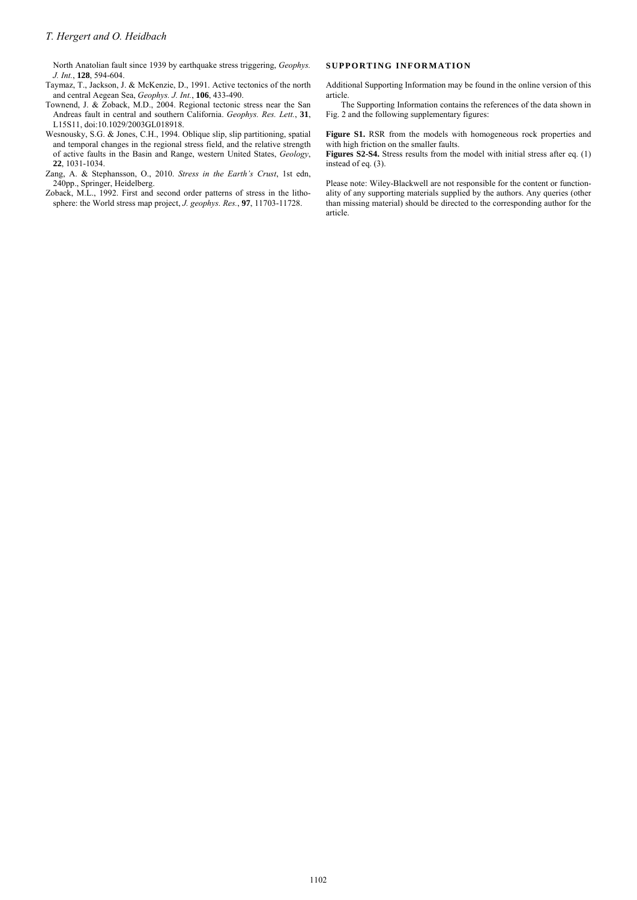North Anatolian fault since 1939 by earthquake stress triggering, *Geophys. J. Int.*, **128**, 594-604.

Taymaz, T., Jackson, J. & McKenzie, D., 1991. Active tectonics of the north and central Aegean Sea, *Geophys. J. Int.*, **106**, 433-490.

Townend, J. & Zoback, M.D., 2004. Regional tectonic stress near the San Andreas fault in central and southern California. *Geophys. Res. Lett.*, **31**, L15S11, doi:10.1029/2003GL018918.

Wesnousky, S.G. & Jones, C.H., 1994. Oblique slip, slip partitioning, spatial and temporal changes in the regional stress field, and the relative strength of active faults in the Basin and Range, western United States, *Geology*, **22**, 1031-1034.

Zang, A. & Stephansson, O., 2010. *Stress in the Earth's Crust*, 1st edn, 240pp., Springer, Heidelberg.

Zoback, M.L., 1992. First and second order patterns of stress in the lithosphere: the World stress map project, *J. geophys. Res.*, **97**, 11703-11728.

## SUPPORTING INFORMATION

Additional Supporting Information may be found in the online version of this article.

The Supporting Information contains the references of the data shown in Fig. 2 and the following supplementary figures:

**Figure S1.** RSR from the models with homogeneous rock properties and with high friction on the smaller faults.

**Figures S2-S4.** Stress results from the model with initial stress after eq. (1) instead of eq. (3).

Please note: Wiley-Blackwell are not responsible for the content or functionality of any supporting materials supplied by the authors. Any queries (other than missing material) should be directed to the corresponding author for the article.